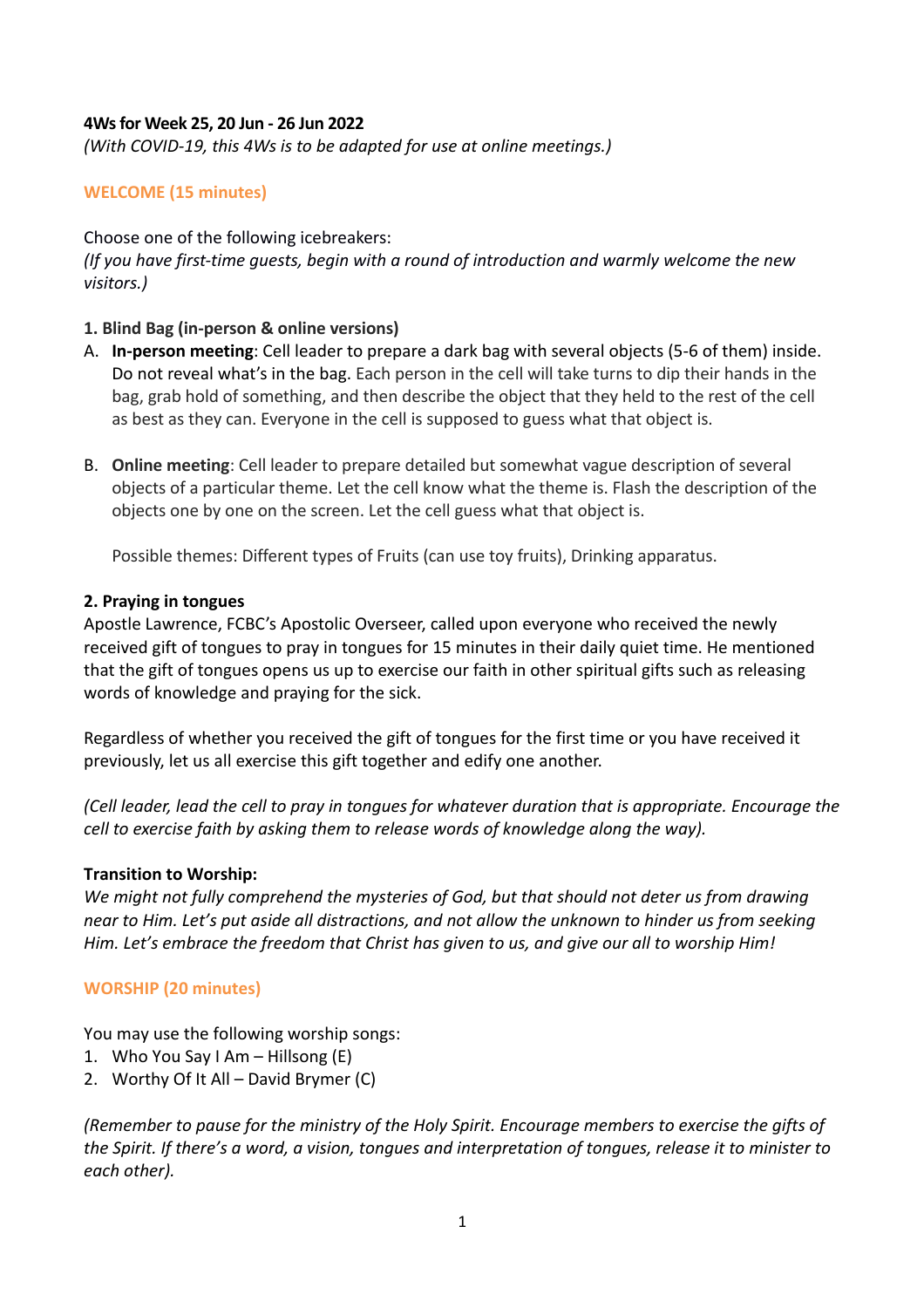**4Ws for Week 25, 20 Jun - 26 Jun 2022**

*(With COVID-19, this 4Ws is to be adapted for use at online meetings.)*

## WELCOME (15 minutes)

Choose one of the following icebreakers:

*(If you have first-time guests, begin with a round of introduction and warmly welcome the new visitors.)*

**1. Blind Bag (in-person & online versions)**

A. **In-person meeting**: Cell leader to prepare a dark bag with several objects (5-6 of them) inside. Do not reveal what's in the bag. Each person in the cell will take turns to dip their hands in the bag, grab hold of something, and then describe the object that they held to the rest of the cell as best as they can. Everyone in the cell is supposed to guess what that object is.

B. **Online meeting**: Cell leader to prepare detailed but somewhat vague description of several objects of a particular theme. Let the cell know what the theme is. Flash the description of the objects one by one on the screen. Let the cell guess what that object is.

   Possible themes: Different types of Fruits (can use toy fruits), Drinking apparatus.

**2. Praying in tongues**

Apostle Lawrence, FCBC's Apostolic Overseer, called upon everyone who received the newly received gift of tongues to pray in tongues for 15 minutes in their daily quiet time. He mentioned that the gift of tongues opens us up to exercise our faith in other spiritual gifts such as releasing words of knowledge and praying for the sick.

Regardless of whether you received the gift of tongues for the first time or you have received it previously, let us all exercise this gift together and edify one another.

*(Cell leader, lead the cell to pray in tongues for whatever duration that is appropriate. Encourage the cell to exercise faith by asking them to release words of knowledge along the way).*

**Transition to Worship:**

*We might not fully comprehend the mysteries of God, but that should not deter us from drawing near to Him. Let's put aside all distractions, and not allow the unknown to hinder us from seeking Him. Let's embrace the freedom that Christ has given to us, and give our all to worship Him!*

## WORSHIP (20 minutes)

You may use the following worship songs:

1. Who You Say I Am – Hillsong (E)
2. Worthy Of It All – David Brymer (C)

*(Remember to pause for the ministry of the Holy Spirit. Encourage members to exercise the gifts of the Spirit. If there's a word, a vision, tongues and interpretation of tongues, release it to minister to each other).*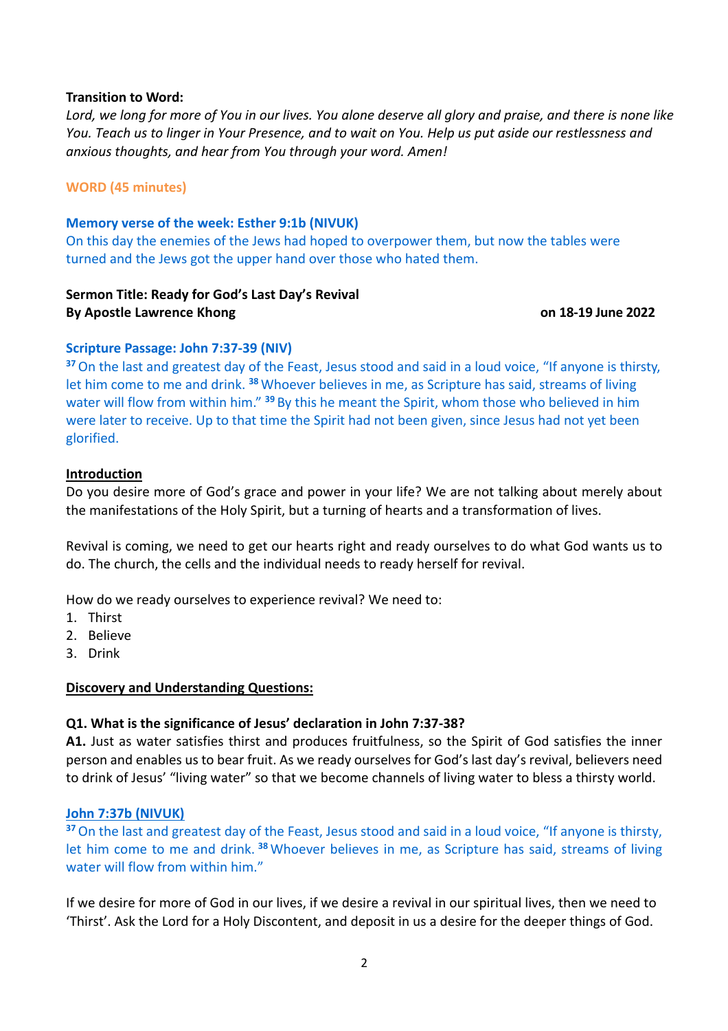**Transition to Word:**
*Lord, we long for more of You in our lives. You alone deserve all glory and praise, and there is none like You. Teach us to linger in Your Presence, and to wait on You. Help us put aside our restlessness and anxious thoughts, and hear from You through your word. Amen!*

**WORD (45 minutes)**

**Memory verse of the week: Esther 9:1b (NIVUK)**
On this day the enemies of the Jews had hoped to overpower them, but now the tables were turned and the Jews got the upper hand over those who hated them.

**Sermon Title: Ready for God's Last Day's Revival**
**By Apostle Lawrence Khong** **on 18-19 June 2022**

**Scripture Passage: John 7:37-39 (NIV)**
[37] On the last and greatest day of the Feast, Jesus stood and said in a loud voice, "If anyone is thirsty, let him come to me and drink. [38] Whoever believes in me, as Scripture has said, streams of living water will flow from within him." [39] By this he meant the Spirit, whom those who believed in him were later to receive. Up to that time the Spirit had not been given, since Jesus had not yet been glorified.

**Introduction**
Do you desire more of God's grace and power in your life? We are not talking about merely about the manifestations of the Holy Spirit, but a turning of hearts and a transformation of lives.

Revival is coming, we need to get our hearts right and ready ourselves to do what God wants us to do. The church, the cells and the individual needs to ready herself for revival.

How do we ready ourselves to experience revival? We need to:
1. Thirst
2. Believe
3. Drink

**Discovery and Understanding Questions:**

**Q1. What is the significance of Jesus' declaration in John 7:37-38?**
**A1.** Just as water satisfies thirst and produces fruitfulness, so the Spirit of God satisfies the inner person and enables us to bear fruit. As we ready ourselves for God's last day's revival, believers need to drink of Jesus' "living water" so that we become channels of living water to bless a thirsty world.

**John 7:37b (NIVUK)**
[37] On the last and greatest day of the Feast, Jesus stood and said in a loud voice, "If anyone is thirsty, let him come to me and drink. [38] Whoever believes in me, as Scripture has said, streams of living water will flow from within him."

If we desire for more of God in our lives, if we desire a revival in our spiritual lives, then we need to 'Thirst'. Ask the Lord for a Holy Discontent, and deposit in us a desire for the deeper things of God.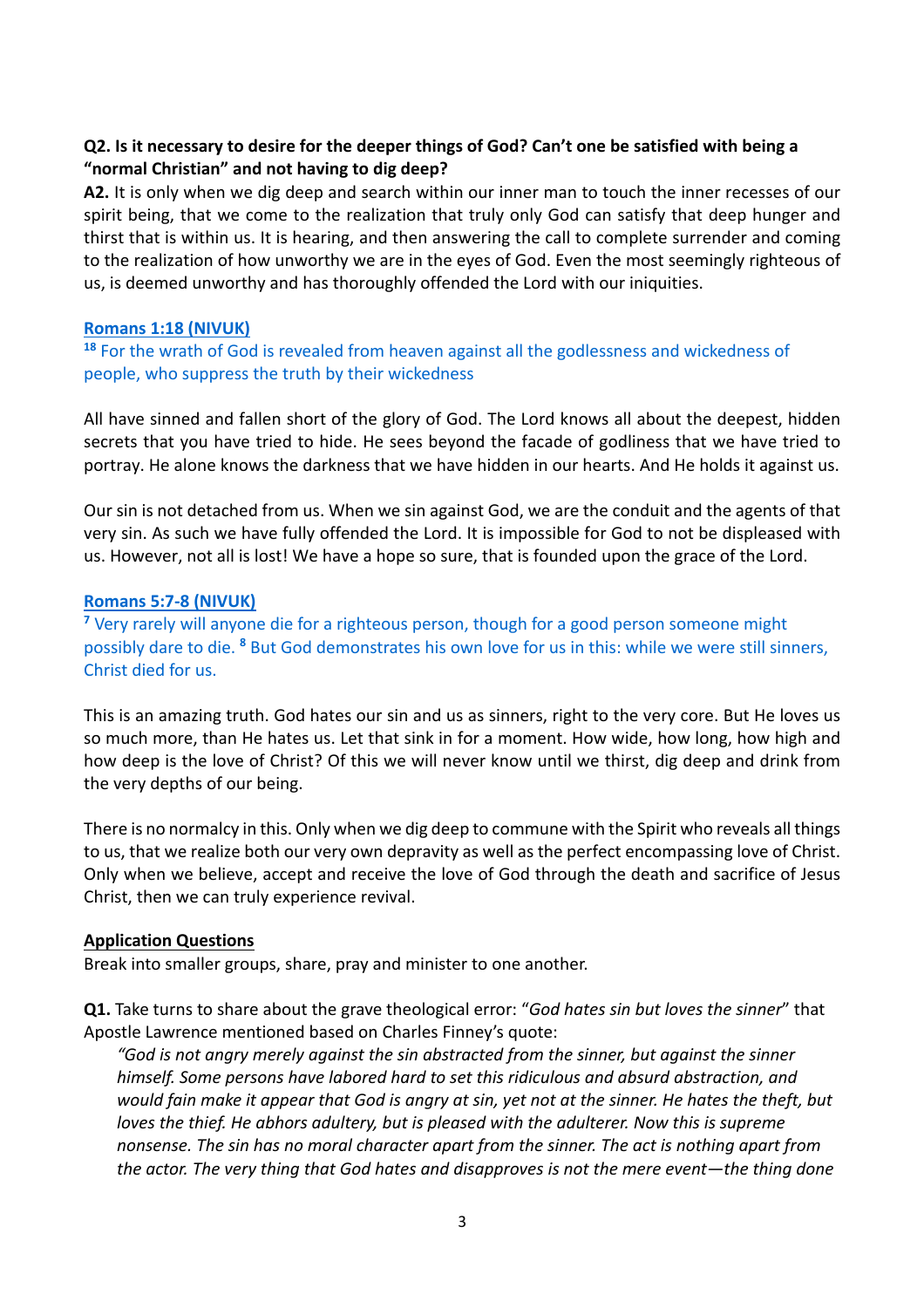**Q2. Is it necessary to desire for the deeper things of God? Can't one be satisfied with being a "normal Christian" and not having to dig deep?**

**A2.** It is only when we dig deep and search within our inner man to touch the inner recesses of our spirit being, that we come to the realization that truly only God can satisfy that deep hunger and thirst that is within us. It is hearing, and then answering the call to complete surrender and coming to the realization of how unworthy we are in the eyes of God. Even the most seemingly righteous of us, is deemed unworthy and has thoroughly offended the Lord with our iniquities.

**Romans 1:18 (NIVUK)**

[18] For the wrath of God is revealed from heaven against all the godlessness and wickedness of people, who suppress the truth by their wickedness

All have sinned and fallen short of the glory of God. The Lord knows all about the deepest, hidden secrets that you have tried to hide. He sees beyond the facade of godliness that we have tried to portray. He alone knows the darkness that we have hidden in our hearts. And He holds it against us.

Our sin is not detached from us. When we sin against God, we are the conduit and the agents of that very sin. As such we have fully offended the Lord. It is impossible for God to not be displeased with us. However, not all is lost! We have a hope so sure, that is founded upon the grace of the Lord.

**Romans 5:7-8 (NIVUK)**

[7] Very rarely will anyone die for a righteous person, though for a good person someone might possibly dare to die. [8] But God demonstrates his own love for us in this: while we were still sinners, Christ died for us.

This is an amazing truth. God hates our sin and us as sinners, right to the very core. But He loves us so much more, than He hates us. Let that sink in for a moment. How wide, how long, how high and how deep is the love of Christ? Of this we will never know until we thirst, dig deep and drink from the very depths of our being.

There is no normalcy in this. Only when we dig deep to commune with the Spirit who reveals all things to us, that we realize both our very own depravity as well as the perfect encompassing love of Christ. Only when we believe, accept and receive the love of God through the death and sacrifice of Jesus Christ, then we can truly experience revival.

**Application Questions**

Break into smaller groups, share, pray and minister to one another.

**Q1.** Take turns to share about the grave theological error: "*God hates sin but loves the sinner*" that Apostle Lawrence mentioned based on Charles Finney's quote:

> *"God is not angry merely against the sin abstracted from the sinner, but against the sinner himself. Some persons have labored hard to set this ridiculous and absurd abstraction, and would fain make it appear that God is angry at sin, yet not at the sinner. He hates the theft, but loves the thief. He abhors adultery, but is pleased with the adulterer. Now this is supreme nonsense. The sin has no moral character apart from the sinner. The act is nothing apart from the actor. The very thing that God hates and disapproves is not the mere event—the thing done*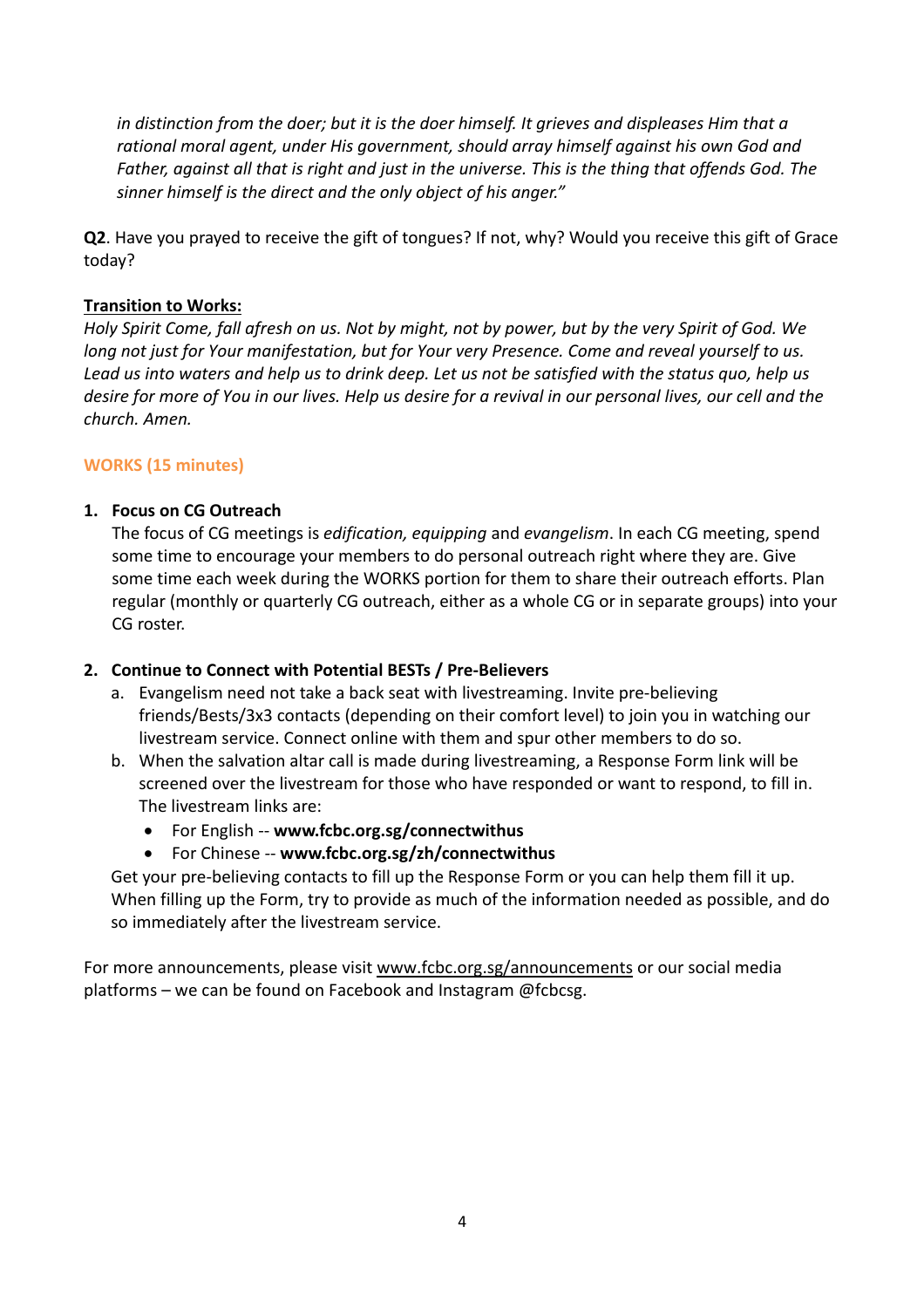*in distinction from the doer; but it is the doer himself. It grieves and displeases Him that a rational moral agent, under His government, should array himself against his own God and Father, against all that is right and just in the universe. This is the thing that offends God. The sinner himself is the direct and the only object of his anger."*

**Q2**. Have you prayed to receive the gift of tongues? If not, why? Would you receive this gift of Grace today?

**Transition to Works:**

*Holy Spirit Come, fall afresh on us. Not by might, not by power, but by the very Spirit of God. We long not just for Your manifestation, but for Your very Presence. Come and reveal yourself to us. Lead us into waters and help us to drink deep. Let us not be satisfied with the status quo, help us desire for more of You in our lives. Help us desire for a revival in our personal lives, our cell and the church. Amen.*

## WORKS (15 minutes)

1. **Focus on CG Outreach**
   The focus of CG meetings is *edification, equipping* and *evangelism*. In each CG meeting, spend some time to encourage your members to do personal outreach right where they are. Give some time each week during the WORKS portion for them to share their outreach efforts. Plan regular (monthly or quarterly CG outreach, either as a whole CG or in separate groups) into your CG roster.

2. **Continue to Connect with Potential BESTs / Pre-Believers**
   a. Evangelism need not take a back seat with livestreaming. Invite pre-believing friends/Bests/3x3 contacts (depending on their comfort level) to join you in watching our livestream service. Connect online with them and spur other members to do so.
   b. When the salvation altar call is made during livestreaming, a Response Form link will be screened over the livestream for those who have responded or want to respond, to fill in. The livestream links are:
      - For English -- **www.fcbc.org.sg/connectwithus**
      - For Chinese -- **www.fcbc.org.sg/zh/connectwithus**

   Get your pre-believing contacts to fill up the Response Form or you can help them fill it up. When filling up the Form, try to provide as much of the information needed as possible, and do so immediately after the livestream service.

For more announcements, please visit www.fcbc.org.sg/announcements or our social media platforms – we can be found on Facebook and Instagram @fcbcsg.